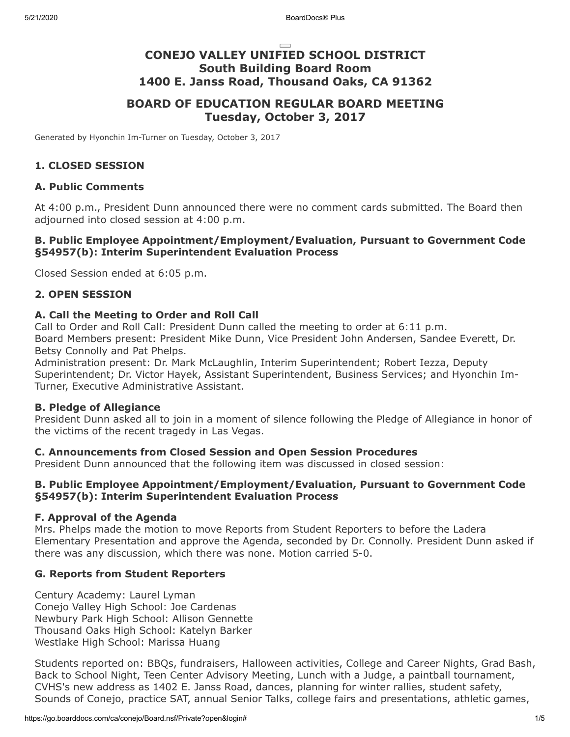# CONEJO VALLEY UNIFIED SCHOOL DISTRICT
## South Building Board Room
## 1400 E. Janss Road, Thousand Oaks, CA 91362

## BOARD OF EDUCATION REGULAR BOARD MEETING
## Tuesday, October 3, 2017

Generated by Hyonchin Im-Turner on Tuesday, October 3, 2017

### 1. CLOSED SESSION

### A. Public Comments

At 4:00 p.m., President Dunn announced there were no comment cards submitted. The Board then adjourned into closed session at 4:00 p.m.

### B. Public Employee Appointment/Employment/Evaluation, Pursuant to Government Code §54957(b): Interim Superintendent Evaluation Process

Closed Session ended at 6:05 p.m.

### 2. OPEN SESSION

### A. Call the Meeting to Order and Roll Call

Call to Order and Roll Call: President Dunn called the meeting to order at 6:11 p.m.
Board Members present: President Mike Dunn, Vice President John Andersen, Sandee Everett, Dr. Betsy Connolly and Pat Phelps.
Administration present: Dr. Mark McLaughlin, Interim Superintendent; Robert Iezza, Deputy Superintendent; Dr. Victor Hayek, Assistant Superintendent, Business Services; and Hyonchin Im-Turner, Executive Administrative Assistant.

### B. Pledge of Allegiance

President Dunn asked all to join in a moment of silence following the Pledge of Allegiance in honor of the victims of the recent tragedy in Las Vegas.

### C. Announcements from Closed Session and Open Session Procedures

President Dunn announced that the following item was discussed in closed session:

### B. Public Employee Appointment/Employment/Evaluation, Pursuant to Government Code §54957(b): Interim Superintendent Evaluation Process

### F. Approval of the Agenda

Mrs. Phelps made the motion to move Reports from Student Reporters to before the Ladera Elementary Presentation and approve the Agenda, seconded by Dr. Connolly. President Dunn asked if there was any discussion, which there was none. Motion carried 5-0.

### G. Reports from Student Reporters

Century Academy: Laurel Lyman
Conejo Valley High School: Joe Cardenas
Newbury Park High School: Allison Gennette
Thousand Oaks High School: Katelyn Barker
Westlake High School: Marissa Huang

Students reported on: BBQs, fundraisers, Halloween activities, College and Career Nights, Grad Bash, Back to School Night, Teen Center Advisory Meeting, Lunch with a Judge, a paintball tournament, CVHS's new address as 1402 E. Janss Road, dances, planning for winter rallies, student safety, Sounds of Conejo, practice SAT, annual Senior Talks, college fairs and presentations, athletic games,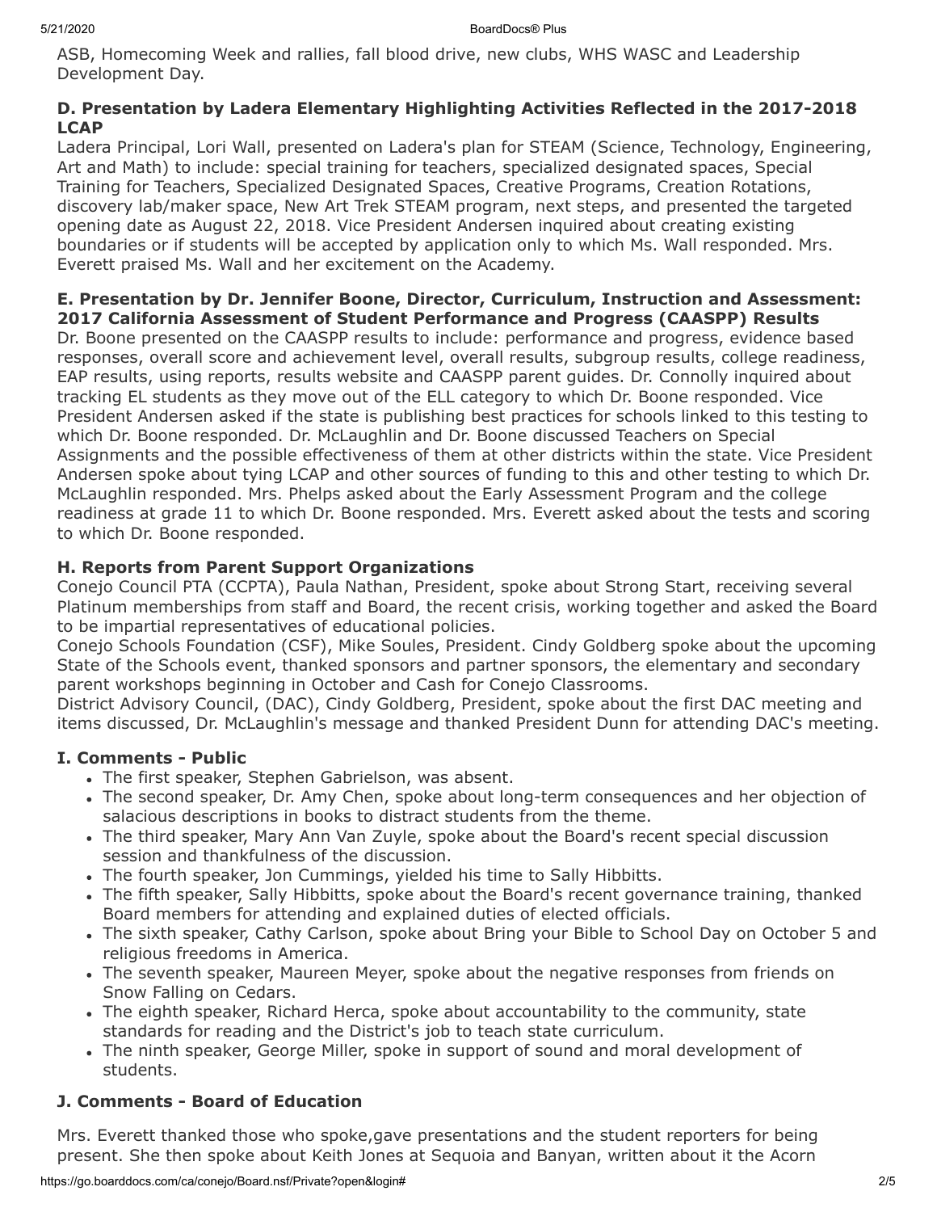ASB, Homecoming Week and rallies, fall blood drive, new clubs, WHS WASC and Leadership Development Day.

### D. Presentation by Ladera Elementary Highlighting Activities Reflected in the 2017-2018 LCAP

Ladera Principal, Lori Wall, presented on Ladera's plan for STEAM (Science, Technology, Engineering, Art and Math) to include: special training for teachers, specialized designated spaces, Special Training for Teachers, Specialized Designated Spaces, Creative Programs, Creation Rotations, discovery lab/maker space, New Art Trek STEAM program, next steps, and presented the targeted opening date as August 22, 2018. Vice President Andersen inquired about creating existing boundaries or if students will be accepted by application only to which Ms. Wall responded. Mrs. Everett praised Ms. Wall and her excitement on the Academy.

### E. Presentation by Dr. Jennifer Boone, Director, Curriculum, Instruction and Assessment: 2017 California Assessment of Student Performance and Progress (CAASPP) Results

Dr. Boone presented on the CAASPP results to include: performance and progress, evidence based responses, overall score and achievement level, overall results, subgroup results, college readiness, EAP results, using reports, results website and CAASPP parent guides. Dr. Connolly inquired about tracking EL students as they move out of the ELL category to which Dr. Boone responded. Vice President Andersen asked if the state is publishing best practices for schools linked to this testing to which Dr. Boone responded. Dr. McLaughlin and Dr. Boone discussed Teachers on Special Assignments and the possible effectiveness of them at other districts within the state. Vice President Andersen spoke about tying LCAP and other sources of funding to this and other testing to which Dr. McLaughlin responded. Mrs. Phelps asked about the Early Assessment Program and the college readiness at grade 11 to which Dr. Boone responded. Mrs. Everett asked about the tests and scoring to which Dr. Boone responded.

### H. Reports from Parent Support Organizations

Conejo Council PTA (CCPTA), Paula Nathan, President, spoke about Strong Start, receiving several Platinum memberships from staff and Board, the recent crisis, working together and asked the Board to be impartial representatives of educational policies.

Conejo Schools Foundation (CSF), Mike Soules, President. Cindy Goldberg spoke about the upcoming State of the Schools event, thanked sponsors and partner sponsors, the elementary and secondary parent workshops beginning in October and Cash for Conejo Classrooms.

District Advisory Council, (DAC), Cindy Goldberg, President, spoke about the first DAC meeting and items discussed, Dr. McLaughlin's message and thanked President Dunn for attending DAC's meeting.

### I. Comments - Public

- The first speaker, Stephen Gabrielson, was absent.
- The second speaker, Dr. Amy Chen, spoke about long-term consequences and her objection of salacious descriptions in books to distract students from the theme.
- The third speaker, Mary Ann Van Zuyle, spoke about the Board's recent special discussion session and thankfulness of the discussion.
- The fourth speaker, Jon Cummings, yielded his time to Sally Hibbitts.
- The fifth speaker, Sally Hibbitts, spoke about the Board's recent governance training, thanked Board members for attending and explained duties of elected officials.
- The sixth speaker, Cathy Carlson, spoke about Bring your Bible to School Day on October 5 and religious freedoms in America.
- The seventh speaker, Maureen Meyer, spoke about the negative responses from friends on Snow Falling on Cedars.
- The eighth speaker, Richard Herca, spoke about accountability to the community, state standards for reading and the District's job to teach state curriculum.
- The ninth speaker, George Miller, spoke in support of sound and moral development of students.

### J. Comments - Board of Education

Mrs. Everett thanked those who spoke,gave presentations and the student reporters for being present. She then spoke about Keith Jones at Sequoia and Banyan, written about it the Acorn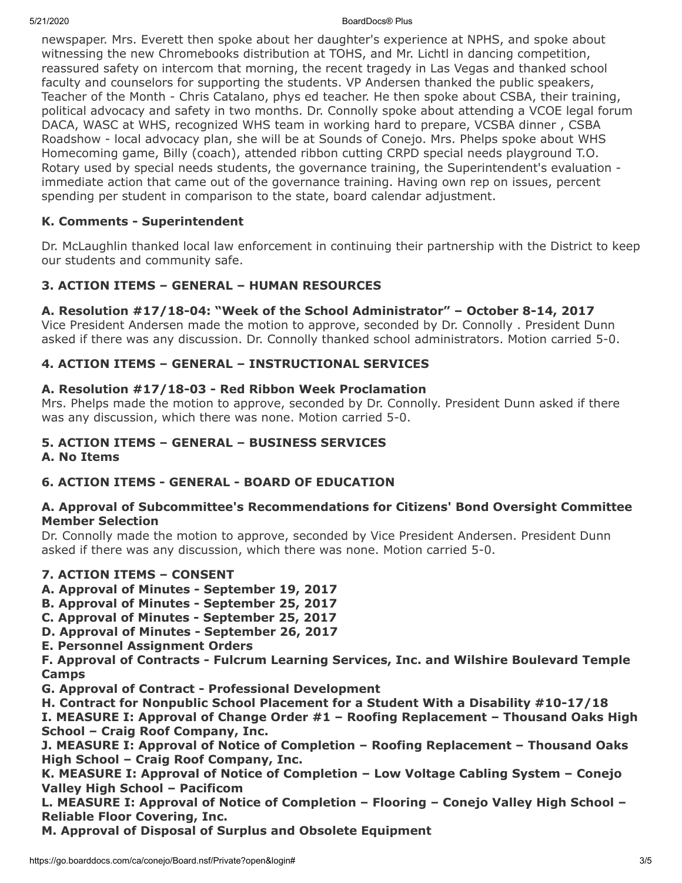newspaper. Mrs. Everett then spoke about her daughter's experience at NPHS, and spoke about witnessing the new Chromebooks distribution at TOHS, and Mr. Lichtl in dancing competition, reassured safety on intercom that morning, the recent tragedy in Las Vegas and thanked school faculty and counselors for supporting the students. VP Andersen thanked the public speakers, Teacher of the Month - Chris Catalano, phys ed teacher. He then spoke about CSBA, their training, political advocacy and safety in two months. Dr. Connolly spoke about attending a VCOE legal forum DACA, WASC at WHS, recognized WHS team in working hard to prepare, VCSBA dinner , CSBA Roadshow - local advocacy plan, she will be at Sounds of Conejo. Mrs. Phelps spoke about WHS Homecoming game, Billy (coach), attended ribbon cutting CRPD special needs playground T.O. Rotary used by special needs students, the governance training, the Superintendent's evaluation - immediate action that came out of the governance training. Having own rep on issues, percent spending per student in comparison to the state, board calendar adjustment.

### K. Comments - Superintendent

Dr. McLaughlin thanked local law enforcement in continuing their partnership with the District to keep our students and community safe.

### 3. ACTION ITEMS – GENERAL – HUMAN RESOURCES

**A. Resolution #17/18-04: "Week of the School Administrator" – October 8-14, 2017**
Vice President Andersen made the motion to approve, seconded by Dr. Connolly . President Dunn asked if there was any discussion. Dr. Connolly thanked school administrators. Motion carried 5-0.

### 4. ACTION ITEMS – GENERAL – INSTRUCTIONAL SERVICES

**A. Resolution #17/18-03 - Red Ribbon Week Proclamation**
Mrs. Phelps made the motion to approve, seconded by Dr. Connolly. President Dunn asked if there was any discussion, which there was none. Motion carried 5-0.

### 5. ACTION ITEMS – GENERAL – BUSINESS SERVICES

**A. No Items**

### 6. ACTION ITEMS - GENERAL - BOARD OF EDUCATION

**A. Approval of Subcommittee's Recommendations for Citizens' Bond Oversight Committee Member Selection**
Dr. Connolly made the motion to approve, seconded by Vice President Andersen. President Dunn asked if there was any discussion, which there was none. Motion carried 5-0.

### 7. ACTION ITEMS – CONSENT

**A. Approval of Minutes - September 19, 2017**
**B. Approval of Minutes - September 25, 2017**
**C. Approval of Minutes - September 25, 2017**
**D. Approval of Minutes - September 26, 2017**
**E. Personnel Assignment Orders**
**F. Approval of Contracts - Fulcrum Learning Services, Inc. and Wilshire Boulevard Temple Camps**
**G. Approval of Contract - Professional Development**
**H. Contract for Nonpublic School Placement for a Student With a Disability #10-17/18**
**I. MEASURE I: Approval of Change Order #1 – Roofing Replacement – Thousand Oaks High School – Craig Roof Company, Inc.**
**J. MEASURE I: Approval of Notice of Completion – Roofing Replacement – Thousand Oaks High School – Craig Roof Company, Inc.**
**K. MEASURE I: Approval of Notice of Completion – Low Voltage Cabling System – Conejo Valley High School – Pacificom**
**L. MEASURE I: Approval of Notice of Completion – Flooring – Conejo Valley High School – Reliable Floor Covering, Inc.**
**M. Approval of Disposal of Surplus and Obsolete Equipment**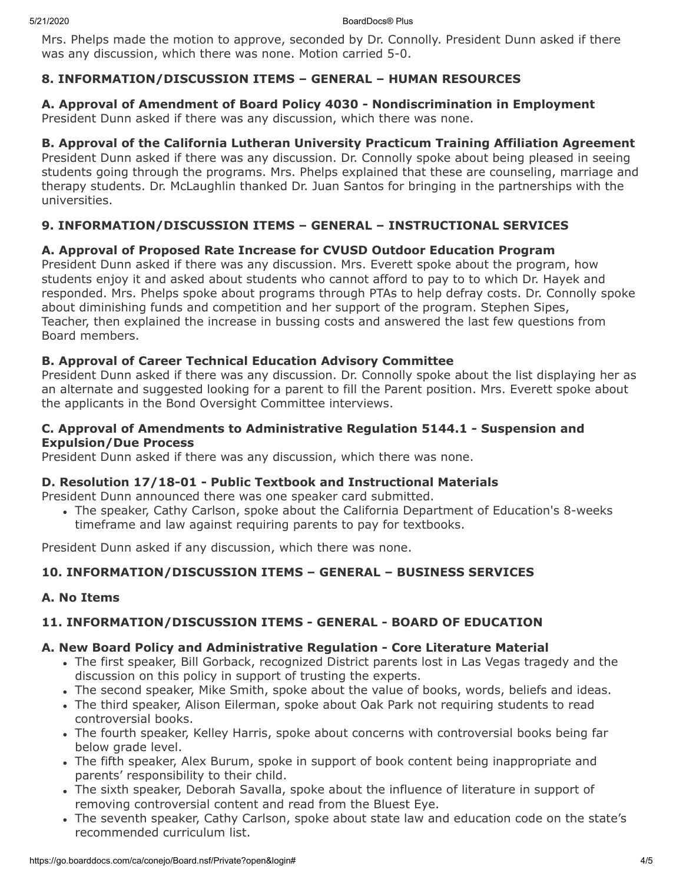Mrs. Phelps made the motion to approve, seconded by Dr. Connolly. President Dunn asked if there was any discussion, which there was none. Motion carried 5-0.

### 8. INFORMATION/DISCUSSION ITEMS – GENERAL – HUMAN RESOURCES

**A. Approval of Amendment of Board Policy 4030 - Nondiscrimination in Employment**
President Dunn asked if there was any discussion, which there was none.

**B. Approval of the California Lutheran University Practicum Training Affiliation Agreement**
President Dunn asked if there was any discussion. Dr. Connolly spoke about being pleased in seeing students going through the programs. Mrs. Phelps explained that these are counseling, marriage and therapy students. Dr. McLaughlin thanked Dr. Juan Santos for bringing in the partnerships with the universities.

### 9. INFORMATION/DISCUSSION ITEMS – GENERAL – INSTRUCTIONAL SERVICES

**A. Approval of Proposed Rate Increase for CVUSD Outdoor Education Program**
President Dunn asked if there was any discussion. Mrs. Everett spoke about the program, how students enjoy it and asked about students who cannot afford to pay to to which Dr. Hayek and responded. Mrs. Phelps spoke about programs through PTAs to help defray costs. Dr. Connolly spoke about diminishing funds and competition and her support of the program. Stephen Sipes, Teacher, then explained the increase in bussing costs and answered the last few questions from Board members.

**B. Approval of Career Technical Education Advisory Committee**
President Dunn asked if there was any discussion. Dr. Connolly spoke about the list displaying her as an alternate and suggested looking for a parent to fill the Parent position. Mrs. Everett spoke about the applicants in the Bond Oversight Committee interviews.

**C. Approval of Amendments to Administrative Regulation 5144.1 - Suspension and Expulsion/Due Process**
President Dunn asked if there was any discussion, which there was none.

**D. Resolution 17/18-01 - Public Textbook and Instructional Materials**
President Dunn announced there was one speaker card submitted.

- The speaker, Cathy Carlson, spoke about the California Department of Education's 8-weeks timeframe and law against requiring parents to pay for textbooks.

President Dunn asked if any discussion, which there was none.

### 10. INFORMATION/DISCUSSION ITEMS – GENERAL – BUSINESS SERVICES

**A. No Items**

### 11. INFORMATION/DISCUSSION ITEMS - GENERAL - BOARD OF EDUCATION

**A. New Board Policy and Administrative Regulation - Core Literature Material**

- The first speaker, Bill Gorback, recognized District parents lost in Las Vegas tragedy and the discussion on this policy in support of trusting the experts.
- The second speaker, Mike Smith, spoke about the value of books, words, beliefs and ideas.
- The third speaker, Alison Eilerman, spoke about Oak Park not requiring students to read controversial books.
- The fourth speaker, Kelley Harris, spoke about concerns with controversial books being far below grade level.
- The fifth speaker, Alex Burum, spoke in support of book content being inappropriate and parents' responsibility to their child.
- The sixth speaker, Deborah Savalla, spoke about the influence of literature in support of removing controversial content and read from the Bluest Eye.
- The seventh speaker, Cathy Carlson, spoke about state law and education code on the state's recommended curriculum list.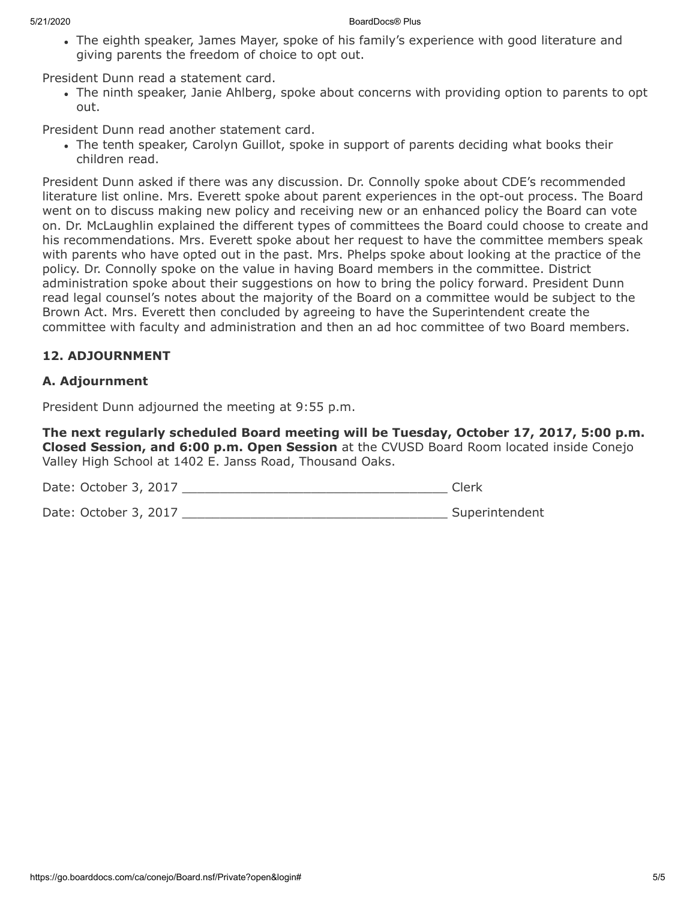- The eighth speaker, James Mayer, spoke of his family's experience with good literature and giving parents the freedom of choice to opt out.

President Dunn read a statement card.

- The ninth speaker, Janie Ahlberg, spoke about concerns with providing option to parents to opt out.

President Dunn read another statement card.

- The tenth speaker, Carolyn Guillot, spoke in support of parents deciding what books their children read.

President Dunn asked if there was any discussion. Dr. Connolly spoke about CDE's recommended literature list online. Mrs. Everett spoke about parent experiences in the opt-out process. The Board went on to discuss making new policy and receiving new or an enhanced policy the Board can vote on. Dr. McLaughlin explained the different types of committees the Board could choose to create and his recommendations. Mrs. Everett spoke about her request to have the committee members speak with parents who have opted out in the past. Mrs. Phelps spoke about looking at the practice of the policy. Dr. Connolly spoke on the value in having Board members in the committee. District administration spoke about their suggestions on how to bring the policy forward. President Dunn read legal counsel's notes about the majority of the Board on a committee would be subject to the Brown Act. Mrs. Everett then concluded by agreeing to have the Superintendent create the committee with faculty and administration and then an ad hoc committee of two Board members.

### 12. ADJOURNMENT

### A. Adjournment

President Dunn adjourned the meeting at 9:55 p.m.

**The next regularly scheduled Board meeting will be Tuesday, October 17, 2017, 5:00 p.m. Closed Session, and 6:00 p.m. Open Session** at the CVUSD Board Room located inside Conejo Valley High School at 1402 E. Janss Road, Thousand Oaks.

Date: October 3, 2017 ___________________________________ Clerk

Date: October 3, 2017 ___________________________________ Superintendent